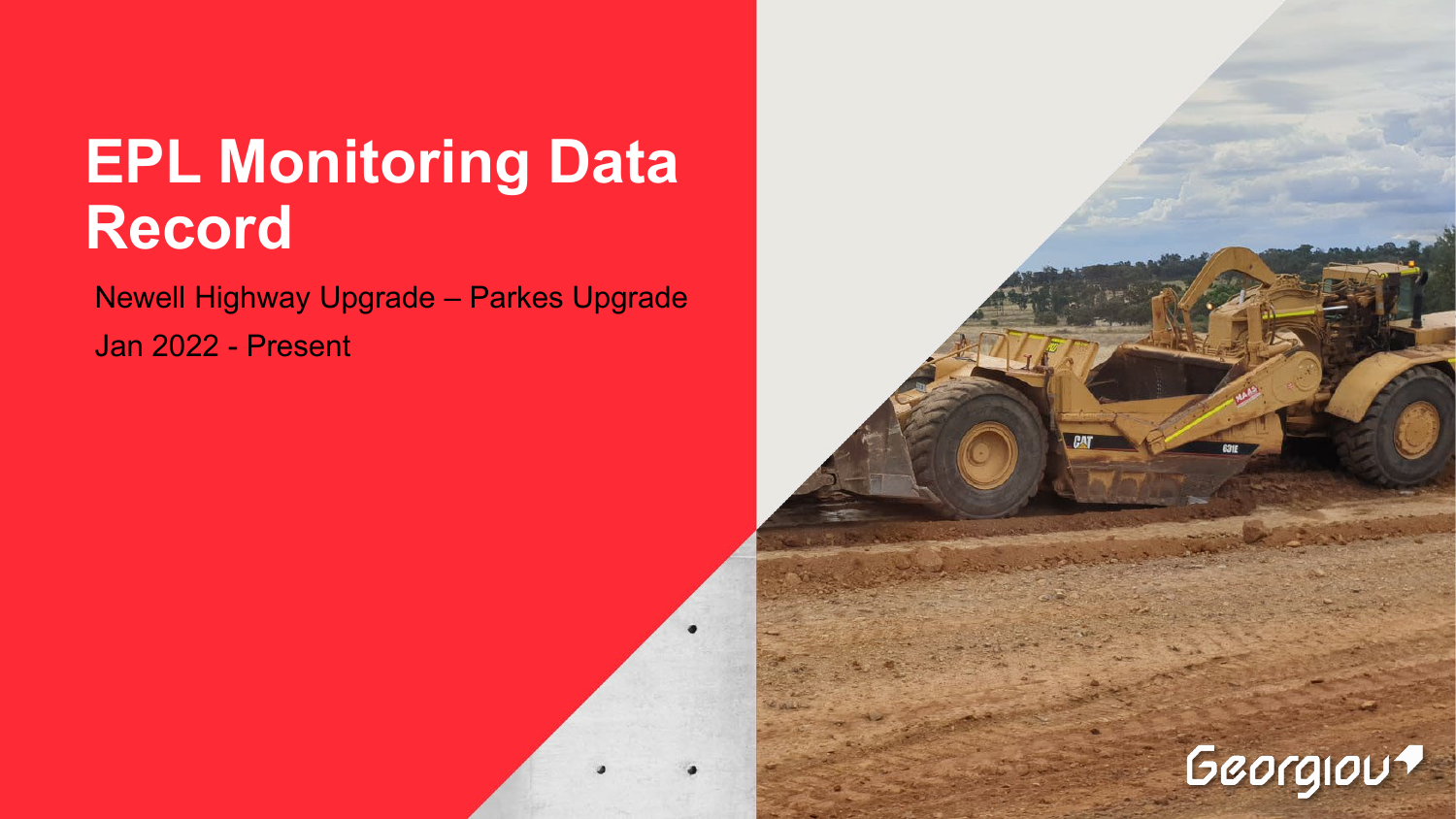# EPL Monitoring Data Record

Newell Highway Upgrade – Parkes Upgrade

Jan 2022 - Present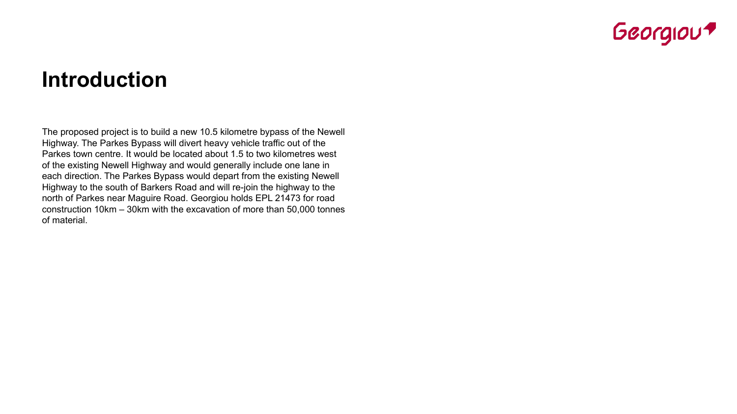# Introduction

The proposed project is to build a new 10.5 kilometre bypass of the Newell Highway. The Parkes Bypass will divert heavy vehicle traffic out of the Parkes town centre. It would be located about 1.5 to two kilometres west of the existing Newell Highway and would generally include one lane in each direction. The Parkes Bypass would depart from the existing Newell Highway to the south of Barkers Road and will re-join the highway to the north of Parkes near Maguire Road. Georgiou holds EPL 21473 for road construction 10km – 30km with the excavation of more than 50,000 tonnes of material.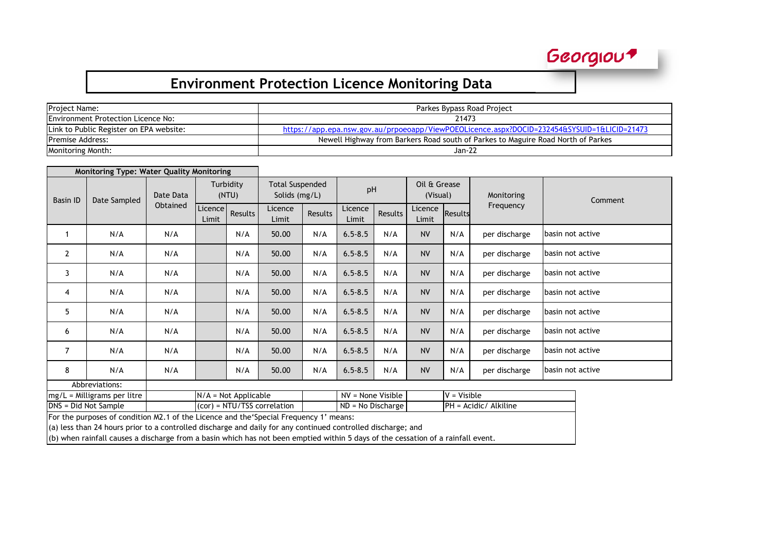Georgiou

# Environment Protection Licence Monitoring Data

| | |
|---|---|
| Project Name: | Parkes Bypass Road Project |
| Environment Protection Licence No: | 21473 |
| Link to Public Register on EPA website: | https://app.epa.nsw.gov.au/prpoeoapp/ViewPOEOLicence.aspx?DOCID=232454&SYSUID=1&LICID=21473 |
| Premise Address: | Newell Highway from Barkers Road south of Parkes to Maguire Road North of Parkes |
| Monitoring Month: | Jan-22 |

**Monitoring Type: Water Quality Monitoring**

| Basin ID | Date Sampled | Date Data Obtained | Turbidity (NTU) | | Total Suspended Solids (mg/L) | | pH | | Oil & Grease (Visual) | | Monitoring Frequency | Comment |
|---|---|---|---|---|---|---|---|---|---|---|---|---|
| | | | Licence Limit | Results | Licence Limit | Results | Licence Limit | Results | Licence Limit | Results | | |
| 1 | N/A | N/A | | N/A | 50.00 | N/A | 6.5-8.5 | N/A | NV | N/A | per discharge | basin not active |
| 2 | N/A | N/A | | N/A | 50.00 | N/A | 6.5-8.5 | N/A | NV | N/A | per discharge | basin not active |
| 3 | N/A | N/A | | N/A | 50.00 | N/A | 6.5-8.5 | N/A | NV | N/A | per discharge | basin not active |
| 4 | N/A | N/A | | N/A | 50.00 | N/A | 6.5-8.5 | N/A | NV | N/A | per discharge | basin not active |
| 5 | N/A | N/A | | N/A | 50.00 | N/A | 6.5-8.5 | N/A | NV | N/A | per discharge | basin not active |
| 6 | N/A | N/A | | N/A | 50.00 | N/A | 6.5-8.5 | N/A | NV | N/A | per discharge | basin not active |
| 7 | N/A | N/A | | N/A | 50.00 | N/A | 6.5-8.5 | N/A | NV | N/A | per discharge | basin not active |
| 8 | N/A | N/A | | N/A | 50.00 | N/A | 6.5-8.5 | N/A | NV | N/A | per discharge | basin not active |

Abbreviations:

| | | | |
|---|---|---|---|
| mg/L = Milligrams per litre | N/A = Not Applicable | NV = None Visible | V = Visible |
| DNS = Did Not Sample | (cor) = NTU/TSS correlation | ND = No Discharge | PH = Acidic/ Alkiline |

For the purposes of condition M2.1 of the Licence and the'Special Frequency 1' means:

(a) less than 24 hours prior to a controlled discharge and daily for any continued controlled discharge; and

(b) when rainfall causes a discharge from a basin which has not been emptied within 5 days of the cessation of a rainfall event.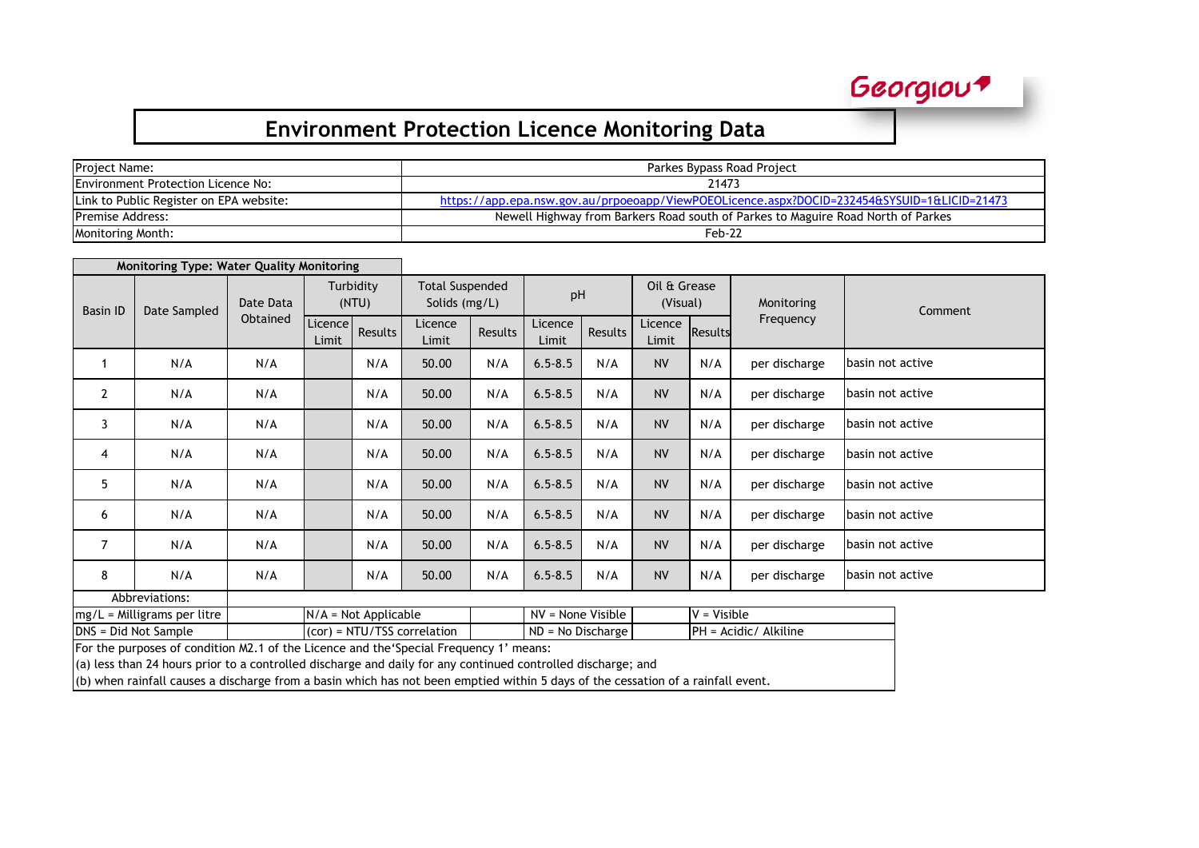Georgiou

# Environment Protection Licence Monitoring Data

| | |
|---|---|
| Project Name: | Parkes Bypass Road Project |
| Environment Protection Licence No: | 21473 |
| Link to Public Register on EPA website: | https://app.epa.nsw.gov.au/prpoeoapp/ViewPOEOLicence.aspx?DOCID=232454&SYSUID=1&LICID=21473 |
| Premise Address: | Newell Highway from Barkers Road south of Parkes to Maguire Road North of Parkes |
| Monitoring Month: | Feb-22 |

**Monitoring Type: Water Quality Monitoring**

| Basin ID | Date Sampled | Date Data Obtained | Turbidity (NTU) | | Total Suspended Solids (mg/L) | | pH | | Oil & Grease (Visual) | | Monitoring Frequency | Comment |
|---|---|---|---|---|---|---|---|---|---|---|---|---|
| | | | Licence Limit | Results | Licence Limit | Results | Licence Limit | Results | Licence Limit | Results | | |
| 1 | N/A | N/A | | N/A | 50.00 | N/A | 6.5-8.5 | N/A | NV | N/A | per discharge | basin not active |
| 2 | N/A | N/A | | N/A | 50.00 | N/A | 6.5-8.5 | N/A | NV | N/A | per discharge | basin not active |
| 3 | N/A | N/A | | N/A | 50.00 | N/A | 6.5-8.5 | N/A | NV | N/A | per discharge | basin not active |
| 4 | N/A | N/A | | N/A | 50.00 | N/A | 6.5-8.5 | N/A | NV | N/A | per discharge | basin not active |
| 5 | N/A | N/A | | N/A | 50.00 | N/A | 6.5-8.5 | N/A | NV | N/A | per discharge | basin not active |
| 6 | N/A | N/A | | N/A | 50.00 | N/A | 6.5-8.5 | N/A | NV | N/A | per discharge | basin not active |
| 7 | N/A | N/A | | N/A | 50.00 | N/A | 6.5-8.5 | N/A | NV | N/A | per discharge | basin not active |
| 8 | N/A | N/A | | N/A | 50.00 | N/A | 6.5-8.5 | N/A | NV | N/A | per discharge | basin not active |

Abbreviations:

| | | | |
|---|---|---|---|
| mg/L = Milligrams per litre | N/A = Not Applicable | NV = None Visible | V = Visible |
| DNS = Did Not Sample | (cor) = NTU/TSS correlation | ND = No Discharge | PH = Acidic/ Alkiline |

For the purposes of condition M2.1 of the Licence and the'Special Frequency 1' means:

(a) less than 24 hours prior to a controlled discharge and daily for any continued controlled discharge; and

(b) when rainfall causes a discharge from a basin which has not been emptied within 5 days of the cessation of a rainfall event.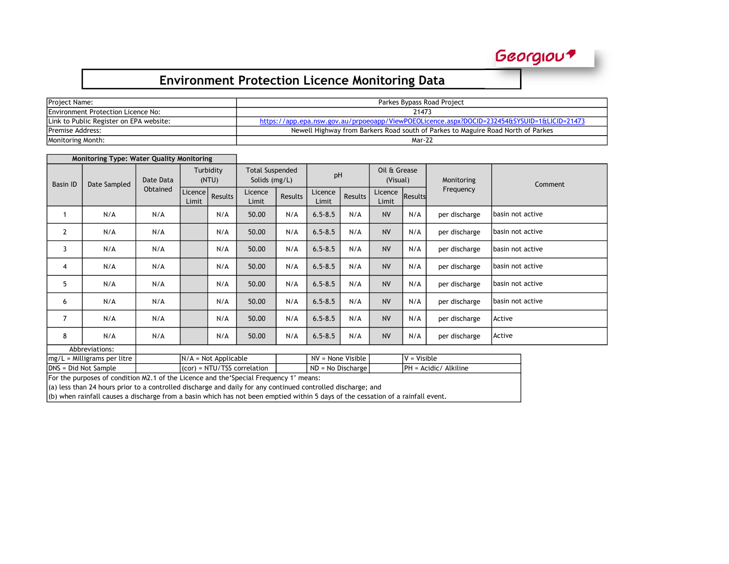Georgiou

# Environment Protection Licence Monitoring Data

| | |
|---|---|
| Project Name: | Parkes Bypass Road Project |
| Environment Protection Licence No: | 21473 |
| Link to Public Register on EPA website: | https://app.epa.nsw.gov.au/prpoeoapp/ViewPOEOLicence.aspx?DOCID=232454&SYSUID=1&LICID=21473 |
| Premise Address: | Newell Highway from Barkers Road south of Parkes to Maguire Road North of Parkes |
| Monitoring Month: | Mar-22 |

**Monitoring Type: Water Quality Monitoring**

| Basin ID | Date Sampled | Date Data Obtained | Turbidity (NTU) | | Total Suspended Solids (mg/L) | | pH | | Oil & Grease (Visual) | | Monitoring Frequency | Comment |
|---|---|---|---|---|---|---|---|---|---|---|---|---|
| | | | Licence Limit | Results | Licence Limit | Results | Licence Limit | Results | Licence Limit | Results | | |
| 1 | N/A | N/A | | N/A | 50.00 | N/A | 6.5-8.5 | N/A | NV | N/A | per discharge | basin not active |
| 2 | N/A | N/A | | N/A | 50.00 | N/A | 6.5-8.5 | N/A | NV | N/A | per discharge | basin not active |
| 3 | N/A | N/A | | N/A | 50.00 | N/A | 6.5-8.5 | N/A | NV | N/A | per discharge | basin not active |
| 4 | N/A | N/A | | N/A | 50.00 | N/A | 6.5-8.5 | N/A | NV | N/A | per discharge | basin not active |
| 5 | N/A | N/A | | N/A | 50.00 | N/A | 6.5-8.5 | N/A | NV | N/A | per discharge | basin not active |
| 6 | N/A | N/A | | N/A | 50.00 | N/A | 6.5-8.5 | N/A | NV | N/A | per discharge | basin not active |
| 7 | N/A | N/A | | N/A | 50.00 | N/A | 6.5-8.5 | N/A | NV | N/A | per discharge | Active |
| 8 | N/A | N/A | | N/A | 50.00 | N/A | 6.5-8.5 | N/A | NV | N/A | per discharge | Active |

Abbreviations:

| | | | |
|---|---|---|---|
| mg/L = Milligrams per litre | N/A = Not Applicable | NV = None Visible | V = Visible |
| DNS = Did Not Sample | (cor) = NTU/TSS correlation | ND = No Discharge | PH = Acidic/ Alkiline |

For the purposes of condition M2.1 of the Licence and the'Special Frequency 1' means:
(a) less than 24 hours prior to a controlled discharge and daily for any continued controlled discharge; and
(b) when rainfall causes a discharge from a basin which has not been emptied within 5 days of the cessation of a rainfall event.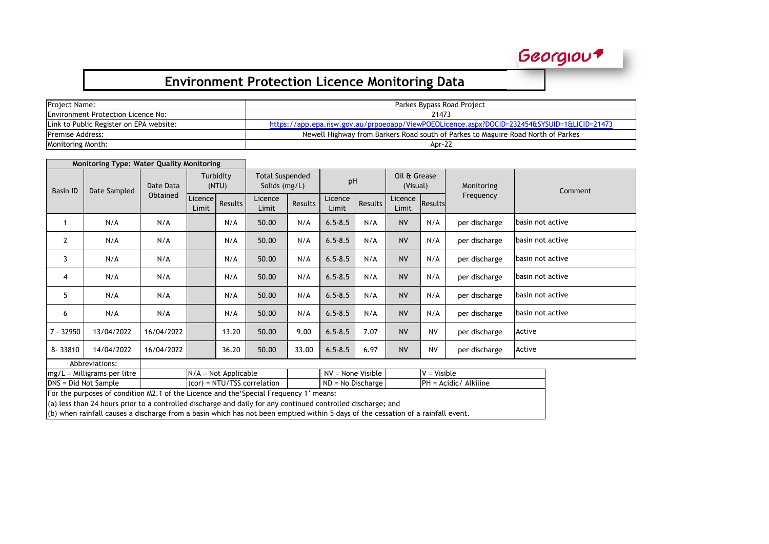Georgiou

# Environment Protection Licence Monitoring Data

| Project Name: | Parkes Bypass Road Project |
|---|---|
| Environment Protection Licence No: | 21473 |
| Link to Public Register on EPA website: | https://app.epa.nsw.gov.au/prpoeoapp/ViewPOEOLicence.aspx?DOCID=232454&SYSUID=1&LICID=21473 |
| Premise Address: | Newell Highway from Barkers Road south of Parkes to Maguire Road North of Parkes |
| Monitoring Month: | Apr-22 |

**Monitoring Type: Water Quality Monitoring**

| Basin ID | Date Sampled | Date Data Obtained | Turbidity (NTU) | | Total Suspended Solids (mg/L) | | pH | | Oil & Grease (Visual) | | Monitoring Frequency | Comment |
|---|---|---|---|---|---|---|---|---|---|---|---|---|
| | | | Licence Limit | Results | Licence Limit | Results | Licence Limit | Results | Licence Limit | Results | | |
| 1 | N/A | N/A | | N/A | 50.00 | N/A | 6.5-8.5 | N/A | NV | N/A | per discharge | basin not active |
| 2 | N/A | N/A | | N/A | 50.00 | N/A | 6.5-8.5 | N/A | NV | N/A | per discharge | basin not active |
| 3 | N/A | N/A | | N/A | 50.00 | N/A | 6.5-8.5 | N/A | NV | N/A | per discharge | basin not active |
| 4 | N/A | N/A | | N/A | 50.00 | N/A | 6.5-8.5 | N/A | NV | N/A | per discharge | basin not active |
| 5 | N/A | N/A | | N/A | 50.00 | N/A | 6.5-8.5 | N/A | NV | N/A | per discharge | basin not active |
| 6 | N/A | N/A | | N/A | 50.00 | N/A | 6.5-8.5 | N/A | NV | N/A | per discharge | basin not active |
| 7 - 32950 | 13/04/2022 | 16/04/2022 | | 13.20 | 50.00 | 9.00 | 6.5-8.5 | 7.07 | NV | NV | per discharge | Active |
| 8- 33810 | 14/04/2022 | 16/04/2022 | | 36.20 | 50.00 | 33.00 | 6.5-8.5 | 6.97 | NV | NV | per discharge | Active |

Abbreviations:

| | | | |
|---|---|---|---|
| mg/L = Milligrams per litre | N/A = Not Applicable | NV = None Visible | V = Visible |
| DNS = Did Not Sample | (cor) = NTU/TSS correlation | ND = No Discharge | PH = Acidic/ Alkiline |

For the purposes of condition M2.1 of the Licence and the'Special Frequency 1' means:

(a) less than 24 hours prior to a controlled discharge and daily for any continued controlled discharge; and

(b) when rainfall causes a discharge from a basin which has not been emptied within 5 days of the cessation of a rainfall event.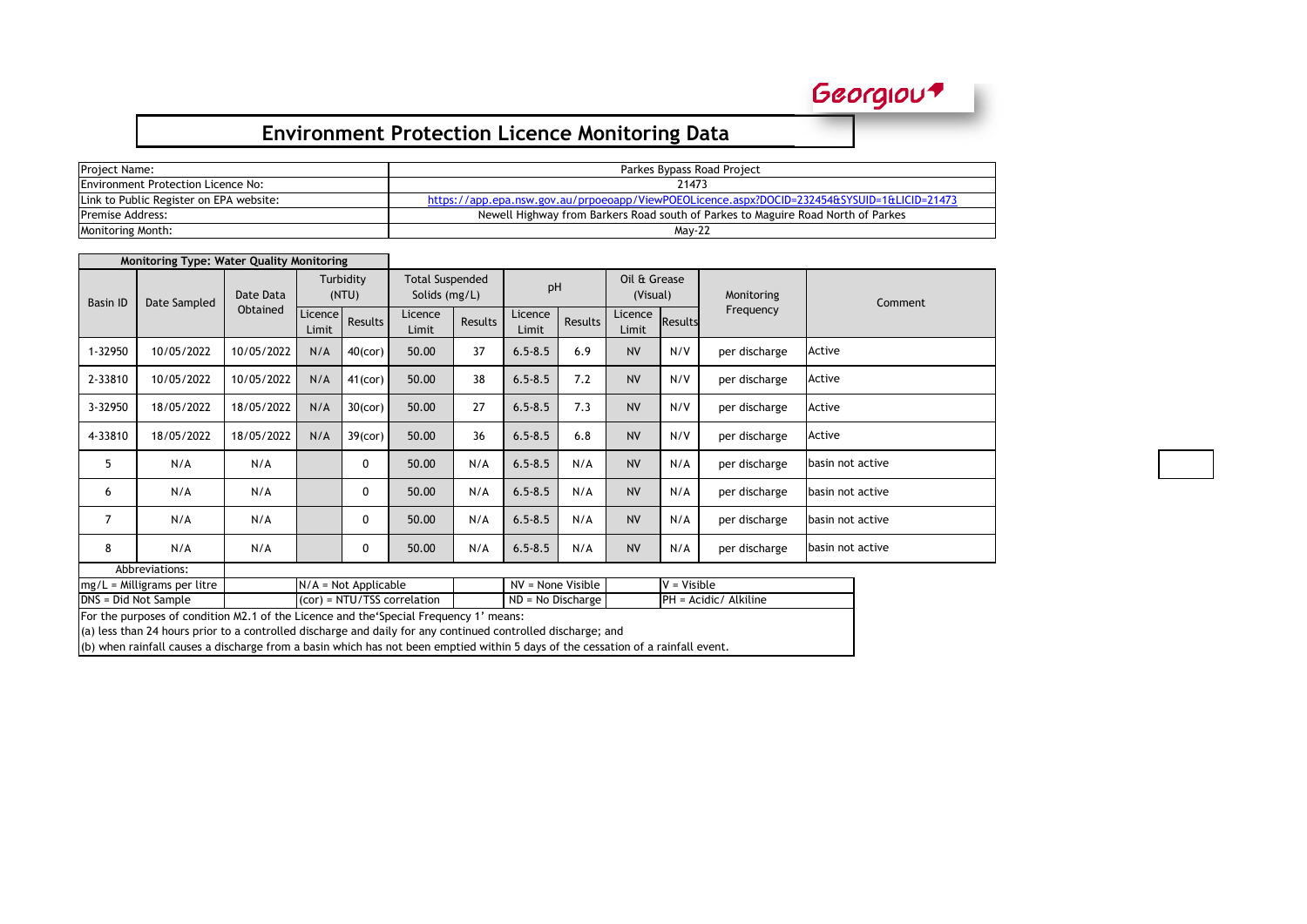Georgiou

# Environment Protection Licence Monitoring Data

| | |
|---|---|
| Project Name: | Parkes Bypass Road Project |
| Environment Protection Licence No: | 21473 |
| Link to Public Register on EPA website: | https://app.epa.nsw.gov.au/prpoeoapp/ViewPOEOLicence.aspx?DOCID=232454&SYSUID=1&LICID=21473 |
| Premise Address: | Newell Highway from Barkers Road south of Parkes to Maguire Road North of Parkes |
| Monitoring Month: | May-22 |

**Monitoring Type: Water Quality Monitoring**

| Basin ID | Date Sampled | Date Data Obtained | Turbidity (NTU) | | Total Suspended Solids (mg/L) | | pH | | Oil & Grease (Visual) | | Monitoring Frequency | Comment |
|---|---|---|---|---|---|---|---|---|---|---|---|---|
| | | | Licence Limit | Results | Licence Limit | Results | Licence Limit | Results | Licence Limit | Results | | |
| 1-32950 | 10/05/2022 | 10/05/2022 | N/A | 40(cor) | 50.00 | 37 | 6.5-8.5 | 6.9 | NV | N/V | per discharge | Active |
| 2-33810 | 10/05/2022 | 10/05/2022 | N/A | 41(cor) | 50.00 | 38 | 6.5-8.5 | 7.2 | NV | N/V | per discharge | Active |
| 3-32950 | 18/05/2022 | 18/05/2022 | N/A | 30(cor) | 50.00 | 27 | 6.5-8.5 | 7.3 | NV | N/V | per discharge | Active |
| 4-33810 | 18/05/2022 | 18/05/2022 | N/A | 39(cor) | 50.00 | 36 | 6.5-8.5 | 6.8 | NV | N/V | per discharge | Active |
| 5 | N/A | N/A | | 0 | 50.00 | N/A | 6.5-8.5 | N/A | NV | N/A | per discharge | basin not active |
| 6 | N/A | N/A | | 0 | 50.00 | N/A | 6.5-8.5 | N/A | NV | N/A | per discharge | basin not active |
| 7 | N/A | N/A | | 0 | 50.00 | N/A | 6.5-8.5 | N/A | NV | N/A | per discharge | basin not active |
| 8 | N/A | N/A | | 0 | 50.00 | N/A | 6.5-8.5 | N/A | NV | N/A | per discharge | basin not active |

Abbreviations:

| | | | |
|---|---|---|---|
| mg/L = Milligrams per litre | N/A = Not Applicable | NV = None Visible | V = Visible |
| DNS = Did Not Sample | (cor) = NTU/TSS correlation | ND = No Discharge | PH = Acidic/ Alkiline |

For the purposes of condition M2.1 of the Licence and the'Special Frequency 1' means:
(a) less than 24 hours prior to a controlled discharge and daily for any continued controlled discharge; and
(b) when rainfall causes a discharge from a basin which has not been emptied within 5 days of the cessation of a rainfall event.